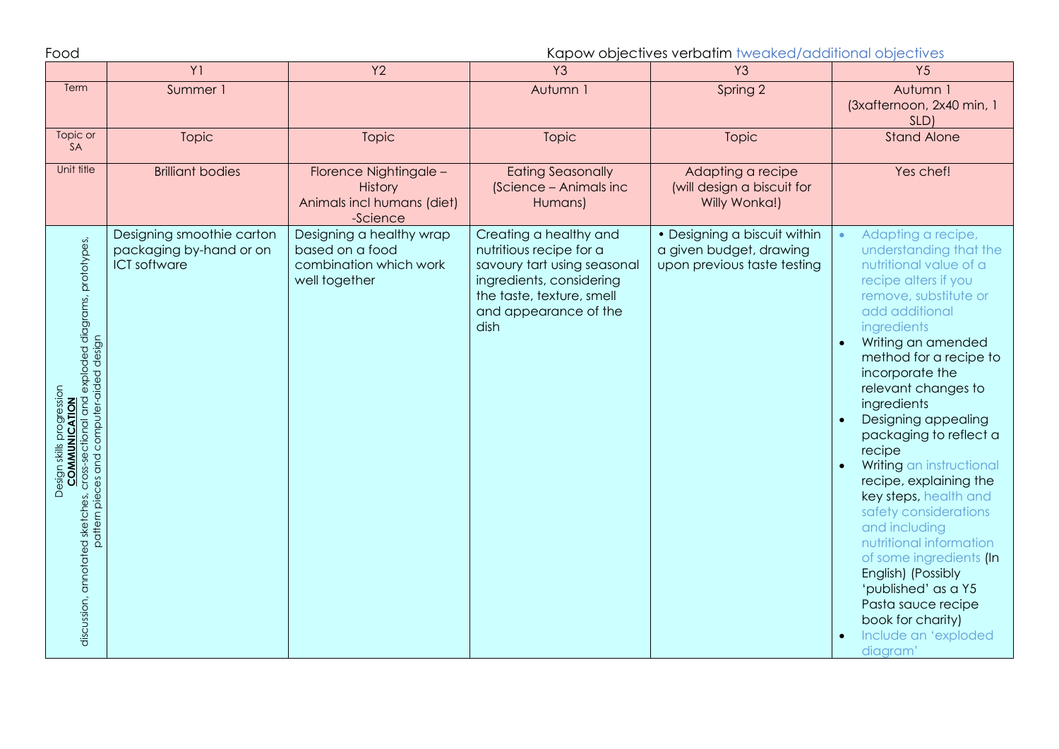Food

Kapow objectives verbatim tweaked/additional objectives

| | Y1 | Y2 | Y3 | Y3 | Y5 |
|---|---|---|---|---|---|
| Term | Summer 1 | | Autumn 1 | Spring 2 | Autumn 1 (3xafternoon, 2x40 min, 1 SLD) |
| Topic or SA | Topic | Topic | Topic | Topic | Stand Alone |
| Unit title | Brilliant bodies | Florence Nightingale – History<br>Animals incl humans (diet) -Science | Eating Seasonally (Science – Animals inc Humans) | Adapting a recipe (will design a biscuit for Willy Wonka!) | Yes chef! |
| Design skills progression **COMMUNICATION** discussion, annotated sketches, cross-sectional and exploded diagrams, prototypes, pattern pieces and computer-aided design | Designing smoothie carton packaging by-hand or on ICT software | Designing a healthy wrap based on a food combination which work well together | Creating a healthy and nutritious recipe for a savoury tart using seasonal ingredients, considering the taste, texture, smell and appearance of the dish | • Designing a biscuit within a given budget, drawing upon previous taste testing | • Adapting a recipe, understanding that the nutritional value of a recipe alters if you remove, substitute or add additional ingredients<br>• Writing an amended method for a recipe to incorporate the relevant changes to ingredients<br>• Designing appealing packaging to reflect a recipe<br>• Writing an instructional recipe, explaining the key steps, health and safety considerations and including nutritional information of some ingredients (In English) (Possibly 'published' as a Y5 Pasta sauce recipe book for charity)<br>• Include an 'exploded diagram' |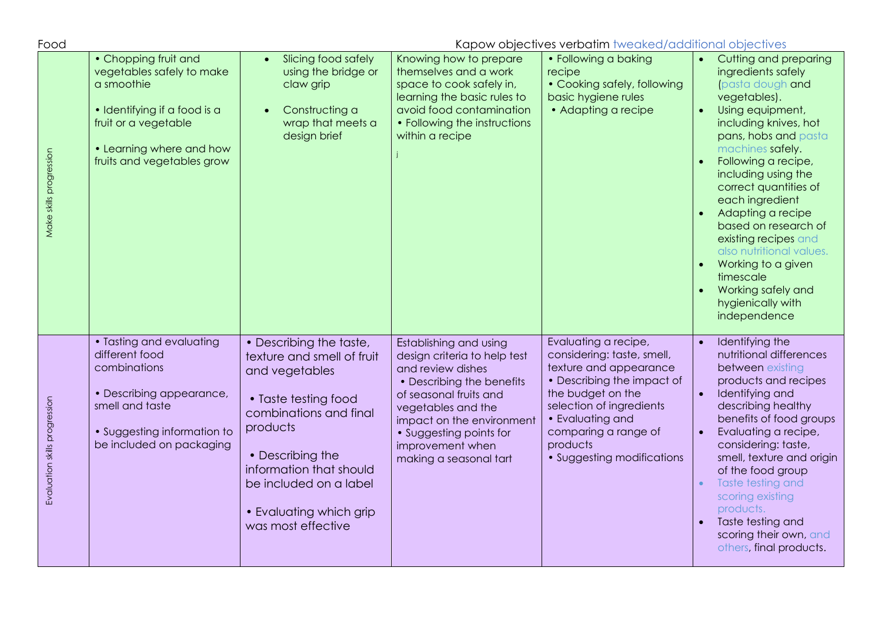Food

Kapow objectives verbatim tweaked/additional objectives

| | | | | | |
|---|---|---|---|---|---|
| Make skills progression | • Chopping fruit and vegetables safely to make a smoothie<br><br>• Identifying if a food is a fruit or a vegetable<br><br>• Learning where and how fruits and vegetables grow | • Slicing food safely using the bridge or claw grip<br><br>• Constructing a wrap that meets a design brief | Knowing how to prepare themselves and a work space to cook safely in, learning the basic rules to avoid food contamination<br>• Following the instructions within a recipe<br><br>j | • Following a baking recipe<br>• Cooking safely, following basic hygiene rules<br>• Adapting a recipe | • Cutting and preparing ingredients safely (pasta dough and vegetables).<br>• Using equipment, including knives, hot pans, hobs and pasta machines safely.<br>• Following a recipe, including using the correct quantities of each ingredient<br>• Adapting a recipe based on research of existing recipes and also nutritional values.<br>• Working to a given timescale<br>• Working safely and hygienically with independence |
| Evaluation skills progression | • Tasting and evaluating different food combinations<br><br>• Describing appearance, smell and taste<br><br>• Suggesting information to be included on packaging | • Describing the taste, texture and smell of fruit and vegetables<br><br>• Taste testing food combinations and final products<br><br>• Describing the information that should be included on a label<br><br>• Evaluating which grip was most effective | Establishing and using design criteria to help test and review dishes<br>• Describing the benefits of seasonal fruits and vegetables and the impact on the environment<br>• Suggesting points for improvement when making a seasonal tart | Evaluating a recipe, considering: taste, smell, texture and appearance<br>• Describing the impact of the budget on the selection of ingredients<br>• Evaluating and comparing a range of products<br>• Suggesting modifications | • Identifying the nutritional differences between existing products and recipes<br>• Identifying and describing healthy benefits of food groups<br>• Evaluating a recipe, considering: taste, smell, texture and origin of the food group<br>• Taste testing and scoring existing products.<br>• Taste testing and scoring their own, and others, final products. |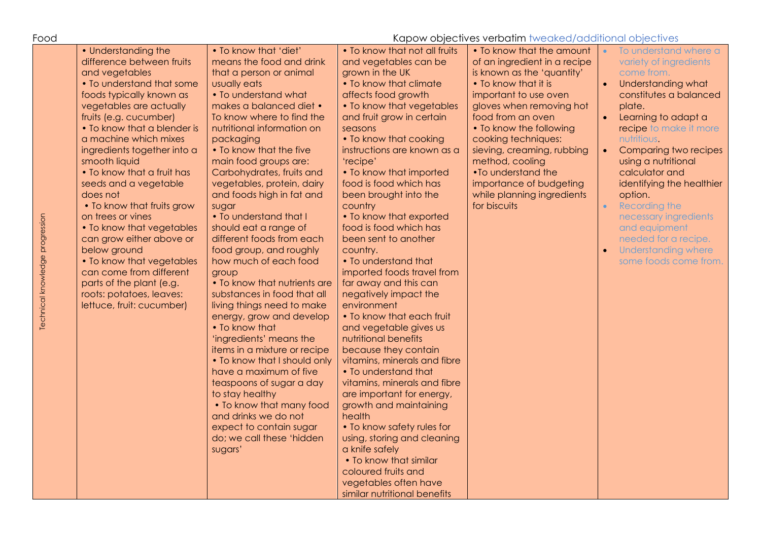Food

Kapow objectives verbatim tweaked/additional objectives

| Technical knowledge progression | • Understanding the difference between fruits and vegetables<br>• To understand that some foods typically known as vegetables are actually fruits (e.g. cucumber)<br>• To know that a blender is a machine which mixes ingredients together into a smooth liquid<br>• To know that a fruit has seeds and a vegetable does not<br>• To know that fruits grow on trees or vines<br>• To know that vegetables can grow either above or below ground<br>• To know that vegetables can come from different parts of the plant (e.g. roots: potatoes, leaves: lettuce, fruit: cucumber) | • To know that 'diet' means the food and drink that a person or animal usually eats<br>• To understand what makes a balanced diet • To know where to find the nutritional information on packaging<br>• To know that the five main food groups are: Carbohydrates, fruits and vegetables, protein, dairy and foods high in fat and sugar<br>• To understand that I should eat a range of different foods from each food group, and roughly how much of each food group<br>• To know that nutrients are substances in food that all living things need to make energy, grow and develop<br>• To know that 'ingredients' means the items in a mixture or recipe<br>• To know that I should only have a maximum of five teaspoons of sugar a day to stay healthy<br>• To know that many food and drinks we do not expect to contain sugar do; we call these 'hidden sugars' | • To know that not all fruits and vegetables can be grown in the UK<br>• To know that climate affects food growth<br>• To know that vegetables and fruit grow in certain seasons<br>• To know that cooking instructions are known as a 'recipe'<br>• To know that imported food is food which has been brought into the country<br>• To know that exported food is food which has been sent to another country.<br>• To understand that imported foods travel from far away and this can negatively impact the environment<br>• To know that each fruit and vegetable gives us nutritional benefits because they contain vitamins, minerals and fibre<br>• To understand that vitamins, minerals and fibre are important for energy, growth and maintaining health<br>• To know safety rules for using, storing and cleaning a knife safely<br>• To know that similar coloured fruits and vegetables often have similar nutritional benefits | • To know that the amount of an ingredient in a recipe is known as the 'quantity'<br>• To know that it is important to use oven gloves when removing hot food from an oven<br>• To know the following cooking techniques: sieving, creaming, rubbing method, cooling<br>•To understand the importance of budgeting while planning ingredients for biscuits | • To understand where a variety of ingredients come from.<br>• Understanding what constitutes a balanced plate.<br>• Learning to adapt a recipe to make it more nutritious.<br>• Comparing two recipes using a nutritional calculator and identifying the healthier option.<br>• Recording the necessary ingredients and equipment needed for a recipe.<br>• Understanding where some foods come from. |
|---|---|---|---|---|---|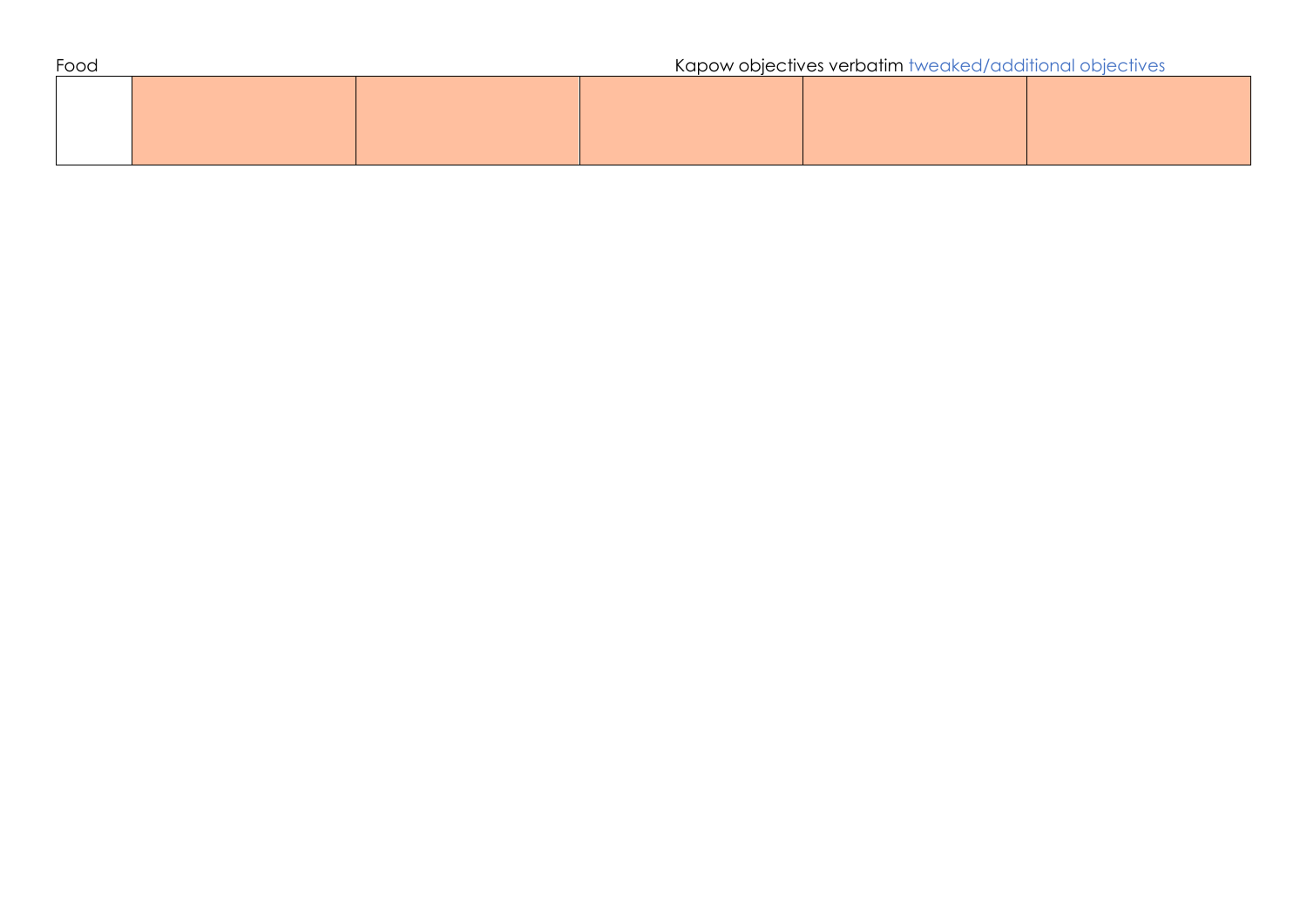Food

Kapow objectives verbatim tweaked/additional objectives

| | | | | | |
|---|---|---|---|---|---|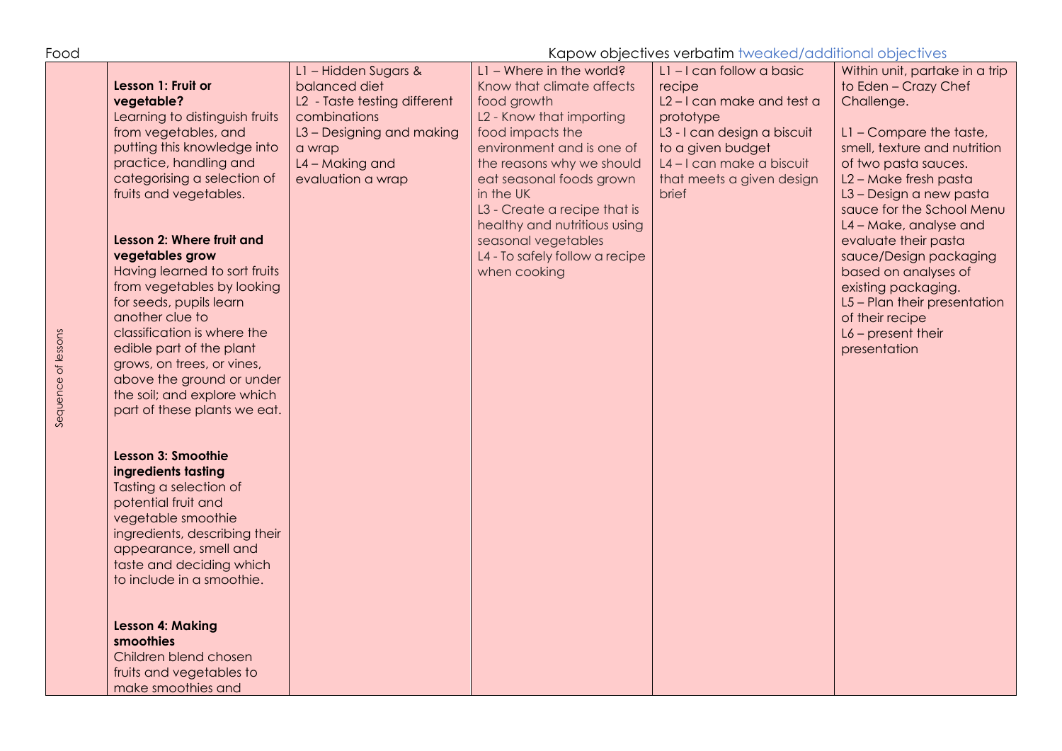Food

Kapow objectives verbatim tweaked/additional objectives

| Sequence of lessons | **Lesson 1: Fruit or vegetable?**<br>Learning to distinguish fruits from vegetables, and putting this knowledge into practice, handling and categorising a selection of fruits and vegetables.<br><br>**Lesson 2: Where fruit and vegetables grow**<br>Having learned to sort fruits from vegetables by looking for seeds, pupils learn another clue to classification is where the edible part of the plant grows, on trees, or vines, above the ground or under the soil; and explore which part of these plants we eat.<br><br>**Lesson 3: Smoothie ingredients tasting**<br>Tasting a selection of potential fruit and vegetable smoothie ingredients, describing their appearance, smell and taste and deciding which to include in a smoothie.<br><br>**Lesson 4: Making smoothies**<br>Children blend chosen fruits and vegetables to make smoothies and | L1 – Hidden Sugars & balanced diet<br>L2 - Taste testing different combinations<br>L3 – Designing and making a wrap<br>L4 – Making and evaluation a wrap | L1 – Where in the world? Know that climate affects food growth<br>L2 - Know that importing food impacts the environment and is one of the reasons why we should eat seasonal foods grown in the UK<br>L3 - Create a recipe that is healthy and nutritious using seasonal vegetables<br>L4 - To safely follow a recipe when cooking | L1 – I can follow a basic recipe<br>L2 – I can make and test a prototype<br>L3 - I can design a biscuit to a given budget<br>L4 – I can make a biscuit that meets a given design brief | Within unit, partake in a trip to Eden – Crazy Chef Challenge.<br><br>L1 – Compare the taste, smell, texture and nutrition of two pasta sauces.<br>L2 – Make fresh pasta<br>L3 – Design a new pasta sauce for the School Menu<br>L4 – Make, analyse and evaluate their pasta sauce/Design packaging based on analyses of existing packaging.<br>L5 – Plan their presentation of their recipe<br>L6 – present their presentation |
|---|---|---|---|---|---|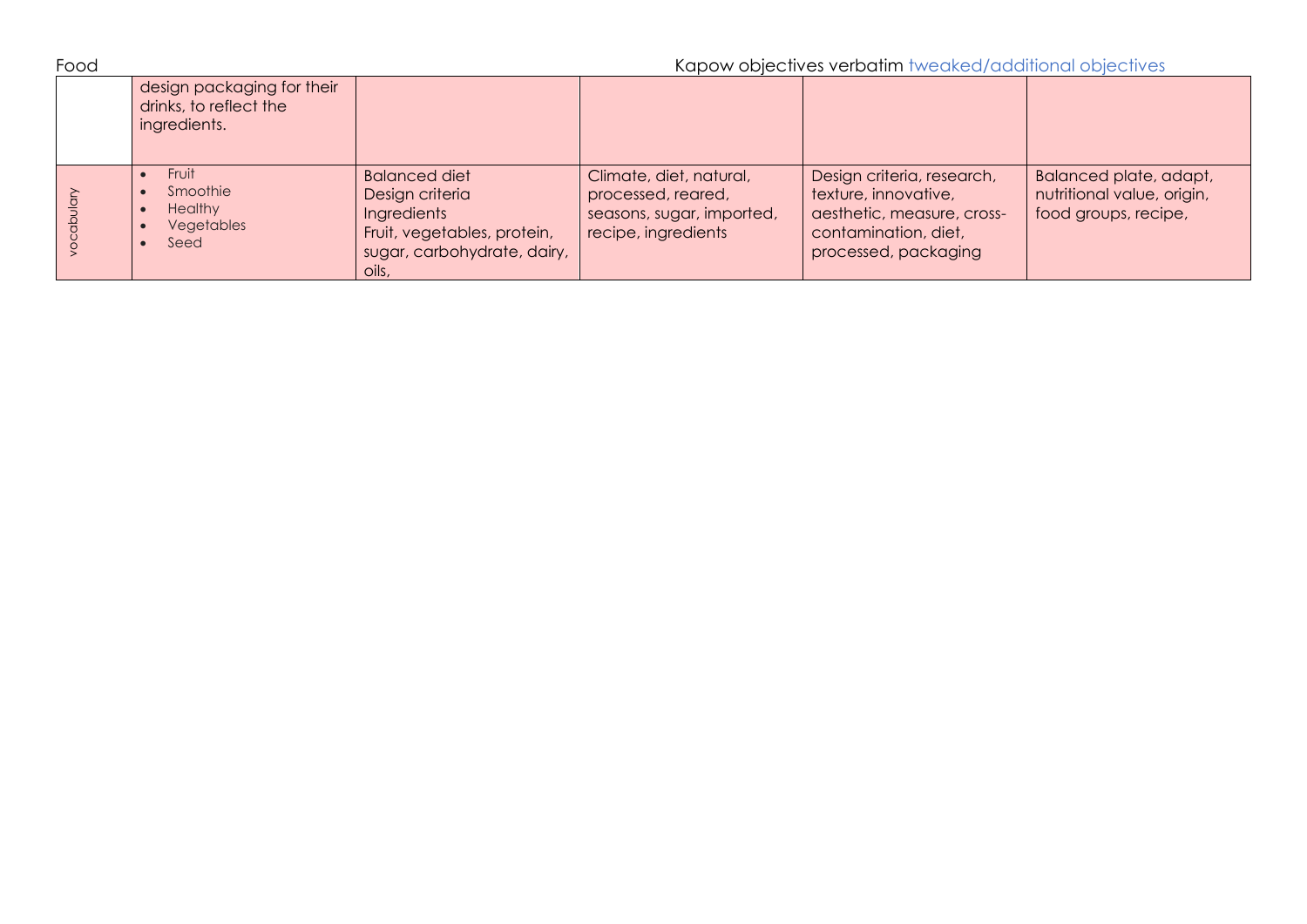Food

Kapow objectives verbatim tweaked/additional objectives

| | | | | | |
|---|---|---|---|---|---|
| | design packaging for their drinks, to reflect the ingredients. | | | | |
| vocabulary | • Fruit<br>• Smoothie<br>• Healthy<br>• Vegetables<br>• Seed | Balanced diet<br>Design criteria<br>Ingredients<br>Fruit, vegetables, protein, sugar, carbohydrate, dairy, oils, | Climate, diet, natural, processed, reared, seasons, sugar, imported, recipe, ingredients | Design criteria, research, texture, innovative, aesthetic, measure, cross-contamination, diet, processed, packaging | Balanced plate, adapt, nutritional value, origin, food groups, recipe, |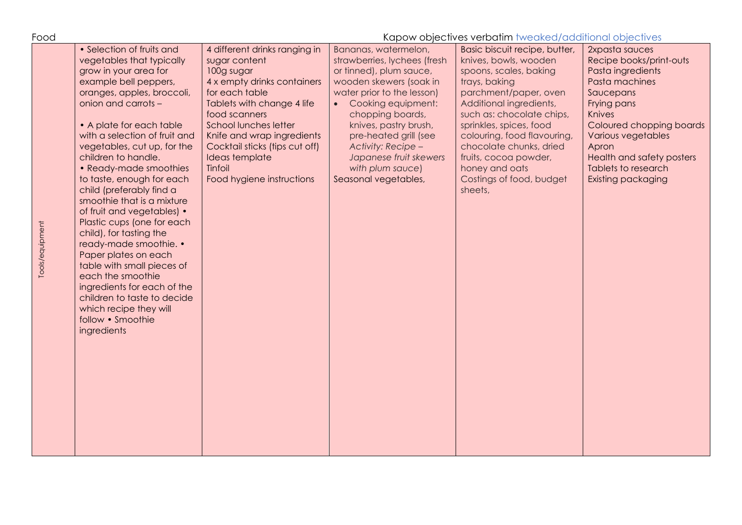Food

Kapow objectives verbatim tweaked/additional objectives

| Tools/equipment | • Selection of fruits and vegetables that typically grow in your area for example bell peppers, oranges, apples, broccoli, onion and carrots – <br><br> • A plate for each table with a selection of fruit and vegetables, cut up, for the children to handle. <br> • Ready-made smoothies to taste, enough for each child (preferably find a smoothie that is a mixture of fruit and vegetables) • Plastic cups (one for each child), for tasting the ready-made smoothie. • Paper plates on each table with small pieces of each the smoothie ingredients for each of the children to taste to decide which recipe they will follow • Smoothie ingredients | 4 different drinks ranging in sugar content <br> 100g sugar <br> 4 x empty drinks containers for each table <br> Tablets with change 4 life food scanners <br> School lunches letter <br> Knife and wrap ingredients <br> Cocktail sticks (tips cut off) <br> Ideas template <br> Tinfoil <br> Food hygiene instructions | Bananas, watermelon, strawberries, lychees (fresh or tinned), plum sauce, wooden skewers (soak in water prior to the lesson) <br> • Cooking equipment: chopping boards, knives, pastry brush, pre-heated grill (see *Activity: Recipe – Japanese fruit skewers with plum sauce*) <br> Seasonal vegetables, | Basic biscuit recipe, butter, knives, bowls, wooden spoons, scales, baking trays, baking parchment/paper, oven <br> Additional ingredients, such as: chocolate chips, sprinkles, spices, food colouring, food flavouring, chocolate chunks, dried fruits, cocoa powder, honey and oats <br> Costings of food, budget sheets, | 2xpasta sauces <br> Recipe books/print-outs <br> Pasta ingredients <br> Pasta machines <br> Saucepans <br> Frying pans <br> Knives <br> Coloured chopping boards <br> Various vegetables <br> Apron <br> Health and safety posters <br> Tablets to research <br> Existing packaging |
|---|---|---|---|---|---|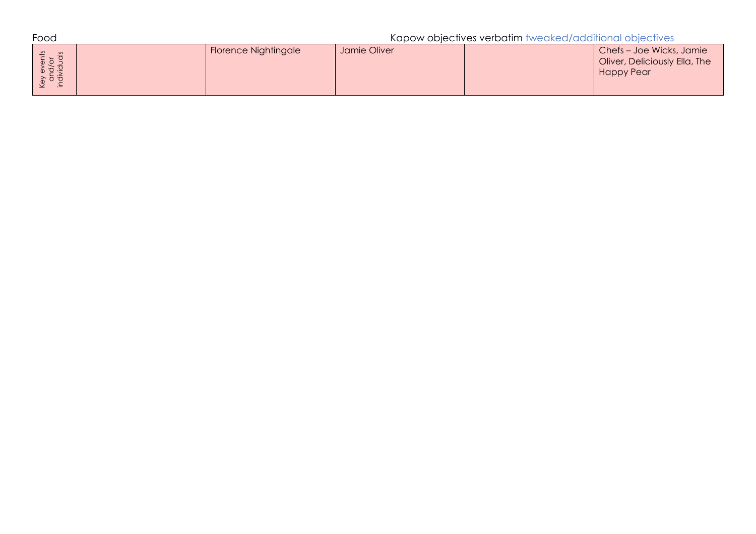Food

Kapow objectives verbatim tweaked/additional objectives

| | | | | | |
|---|---|---|---|---|---|
| Key events and/or individuals | | Florence Nightingale | Jamie Oliver | | Chefs – Joe Wicks, Jamie Oliver, Deliciously Ella, The Happy Pear |